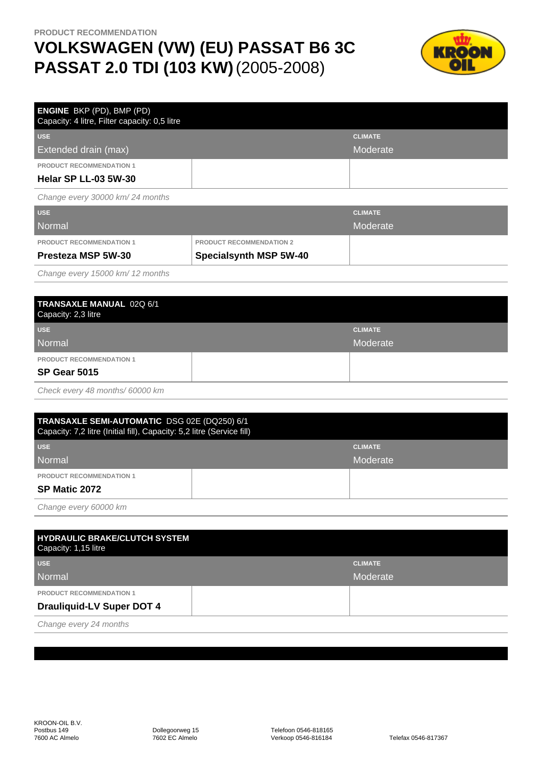PRODUCT RECOMMENDATION

# VOLKSWAGEN (VW) (EU) PASSAT B6 3C PASSAT 2.0 TDI (103 KW) (2005-2008)

## ENGINE BKP (PD), BMP (PD)

Capacity: 4 litre, Filter capacity: 0,5 litre

| USE | | CLIMATE |
|---|---|---|
| Extended drain (max) | | Moderate |
| PRODUCT RECOMMENDATION 1 | | |
| **Helar SP LL-03 5W-30** | | |

*Change every 30000 km/ 24 months*

| USE | | CLIMATE |
|---|---|---|
| Normal | | Moderate |
| PRODUCT RECOMMENDATION 1 | PRODUCT RECOMMENDATION 2 | |
| **Presteza MSP 5W-30** | **Specialsynth MSP 5W-40** | |

*Change every 15000 km/ 12 months*

## TRANSAXLE MANUAL 02Q 6/1

Capacity: 2,3 litre

| USE | | CLIMATE |
|---|---|---|
| Normal | | Moderate |
| PRODUCT RECOMMENDATION 1 | | |
| **SP Gear 5015** | | |

*Check every 48 months/ 60000 km*

## TRANSAXLE SEMI-AUTOMATIC DSG 02E (DQ250) 6/1

Capacity: 7,2 litre (Initial fill), Capacity: 5,2 litre (Service fill)

| USE | | CLIMATE |
|---|---|---|
| Normal | | Moderate |
| PRODUCT RECOMMENDATION 1 | | |
| **SP Matic 2072** | | |

*Change every 60000 km*

## HYDRAULIC BRAKE/CLUTCH SYSTEM

Capacity: 1,15 litre

| USE | | CLIMATE |
|---|---|---|
| Normal | | Moderate |
| PRODUCT RECOMMENDATION 1 | | |
| **Drauliquid-LV Super DOT 4** | | |

*Change every 24 months*

KROON-OIL B.V.
Postbus 149
7600 AC Almelo

Dollegoorweg 15
7602 EC Almelo

Telefoon 0546-818165
Verkoop 0546-816184

Telefax 0546-817367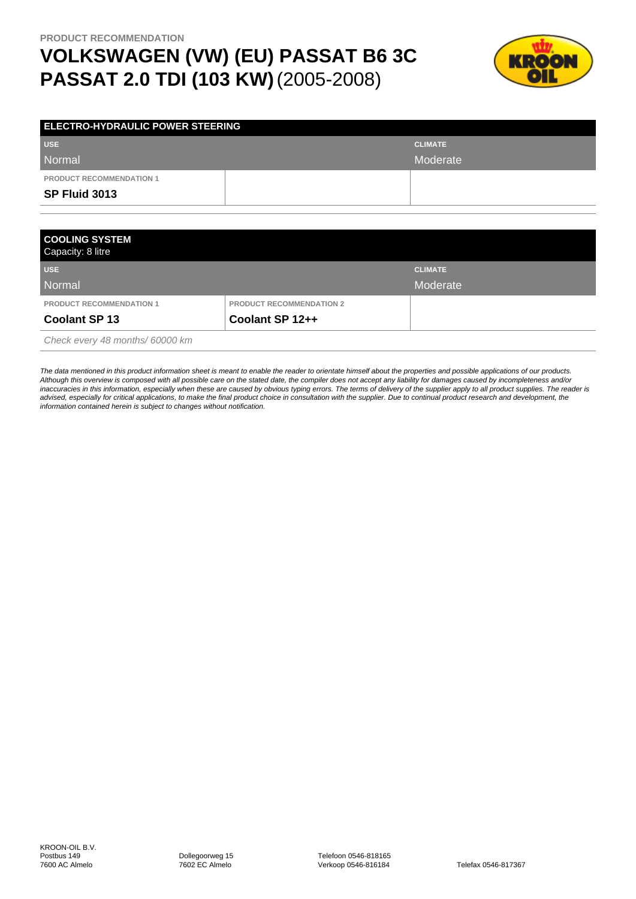PRODUCT RECOMMENDATION

# VOLKSWAGEN (VW) (EU) PASSAT B6 3C PASSAT 2.0 TDI (103 KW) (2005-2008)

## ELECTRO-HYDRAULIC POWER STEERING

| USE | | CLIMATE |
|---|---|---|
| Normal | | Moderate |
| PRODUCT RECOMMENDATION 1 | | |
| **SP Fluid 3013** | | |

## COOLING SYSTEM

Capacity: 8 litre

| USE | | CLIMATE |
|---|---|---|
| Normal | | Moderate |
| PRODUCT RECOMMENDATION 1 | PRODUCT RECOMMENDATION 2 | |
| **Coolant SP 13** | **Coolant SP 12++** | |

*Check every 48 months/ 60000 km*

*The data mentioned in this product information sheet is meant to enable the reader to orientate himself about the properties and possible applications of our products. Although this overview is composed with all possible care on the stated date, the compiler does not accept any liability for damages caused by incompleteness and/or inaccuracies in this information, especially when these are caused by obvious typing errors. The terms of delivery of the supplier apply to all product supplies. The reader is advised, especially for critical applications, to make the final product choice in consultation with the supplier. Due to continual product research and development, the information contained herein is subject to changes without notification.*

KROON-OIL B.V.
Postbus 149
7600 AC Almelo

Dollegoorweg 15
7602 EC Almelo

Telefoon 0546-818165
Verkoop 0546-816184

Telefax 0546-817367